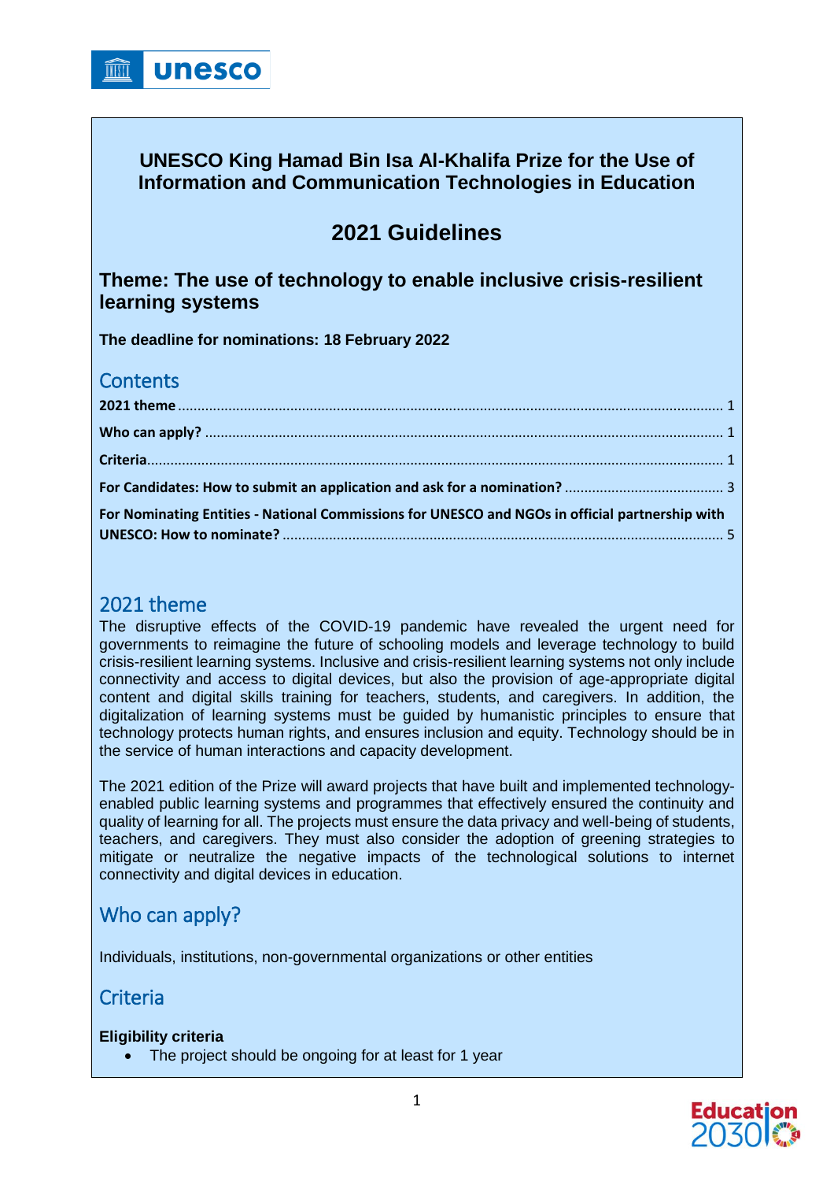# UNESCO King Hamad Bin Isa Al-Khalifa Prize for the Use of Information and Communication Technologies in Education

## 2021 Guidelines

### Theme: The use of technology to enable inclusive crisis-resilient learning systems

**The deadline for nominations: 18 February 2022**

## Contents

**2021 theme** ........................................................................ 1

**Who can apply?** ........................................................................ 1

**Criteria** ........................................................................ 1

**For Candidates: How to submit an application and ask for a nomination?** .................. 3

**For Nominating Entities - National Commissions for UNESCO and NGOs in official partnership with UNESCO: How to nominate?** .................................................. 5

## 2021 theme

The disruptive effects of the COVID-19 pandemic have revealed the urgent need for governments to reimagine the future of schooling models and leverage technology to build crisis-resilient learning systems. Inclusive and crisis-resilient learning systems not only include connectivity and access to digital devices, but also the provision of age-appropriate digital content and digital skills training for teachers, students, and caregivers. In addition, the digitalization of learning systems must be guided by humanistic principles to ensure that technology protects human rights, and ensures inclusion and equity. Technology should be in the service of human interactions and capacity development.

The 2021 edition of the Prize will award projects that have built and implemented technology-enabled public learning systems and programmes that effectively ensured the continuity and quality of learning for all. The projects must ensure the data privacy and well-being of students, teachers, and caregivers. They must also consider the adoption of greening strategies to mitigate or neutralize the negative impacts of the technological solutions to internet connectivity and digital devices in education.

## Who can apply?

Individuals, institutions, non-governmental organizations or other entities

## Criteria

**Eligibility criteria**

- The project should be ongoing for at least for 1 year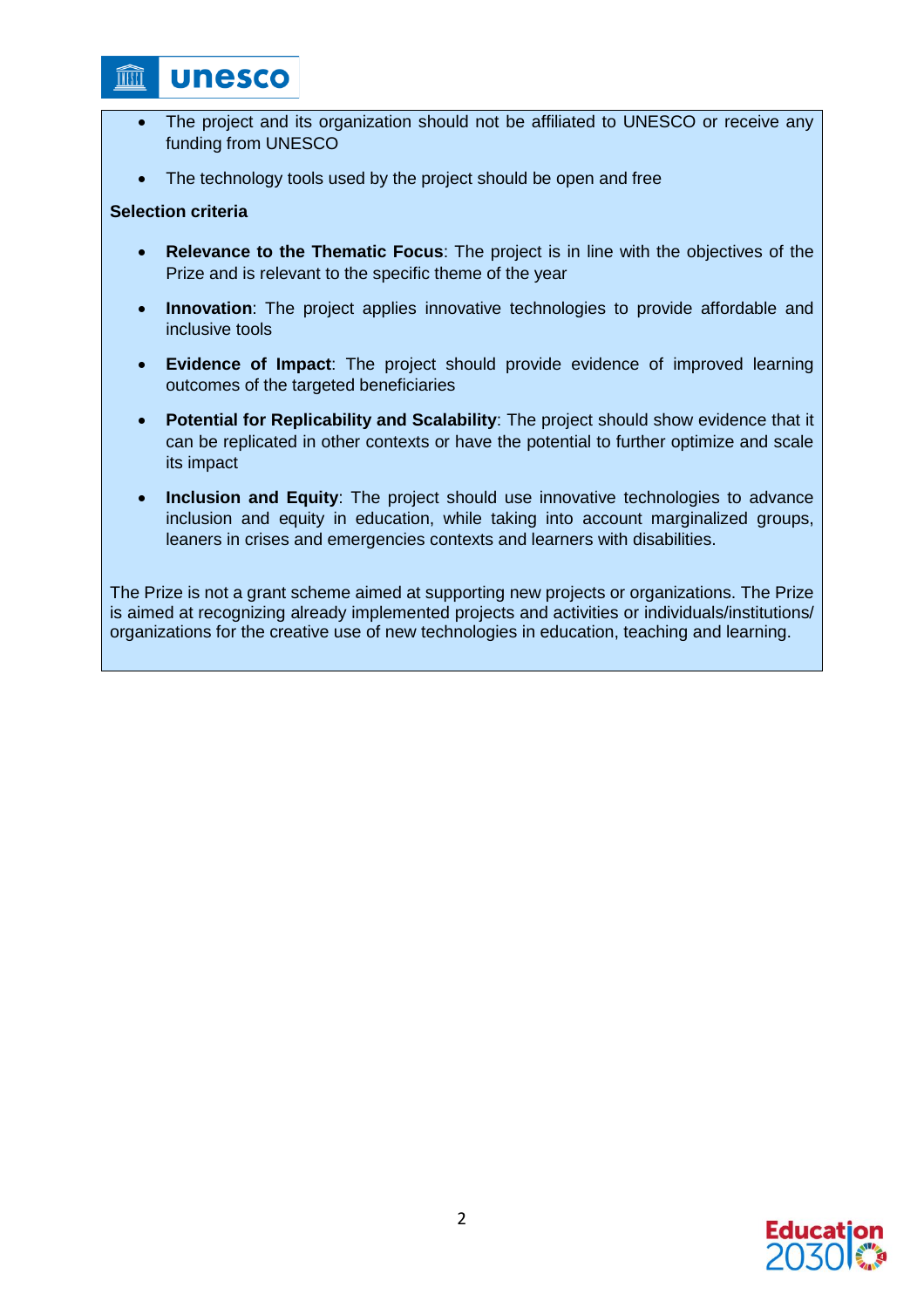- The project and its organization should not be affiliated to UNESCO or receive any funding from UNESCO
- The technology tools used by the project should be open and free

**Selection criteria**

- **Relevance to the Thematic Focus**: The project is in line with the objectives of the Prize and is relevant to the specific theme of the year
- **Innovation**: The project applies innovative technologies to provide affordable and inclusive tools
- **Evidence of Impact**: The project should provide evidence of improved learning outcomes of the targeted beneficiaries
- **Potential for Replicability and Scalability**: The project should show evidence that it can be replicated in other contexts or have the potential to further optimize and scale its impact
- **Inclusion and Equity**: The project should use innovative technologies to advance inclusion and equity in education, while taking into account marginalized groups, leaners in crises and emergencies contexts and learners with disabilities.

The Prize is not a grant scheme aimed at supporting new projects or organizations. The Prize is aimed at recognizing already implemented projects and activities or individuals/institutions/organizations for the creative use of new technologies in education, teaching and learning.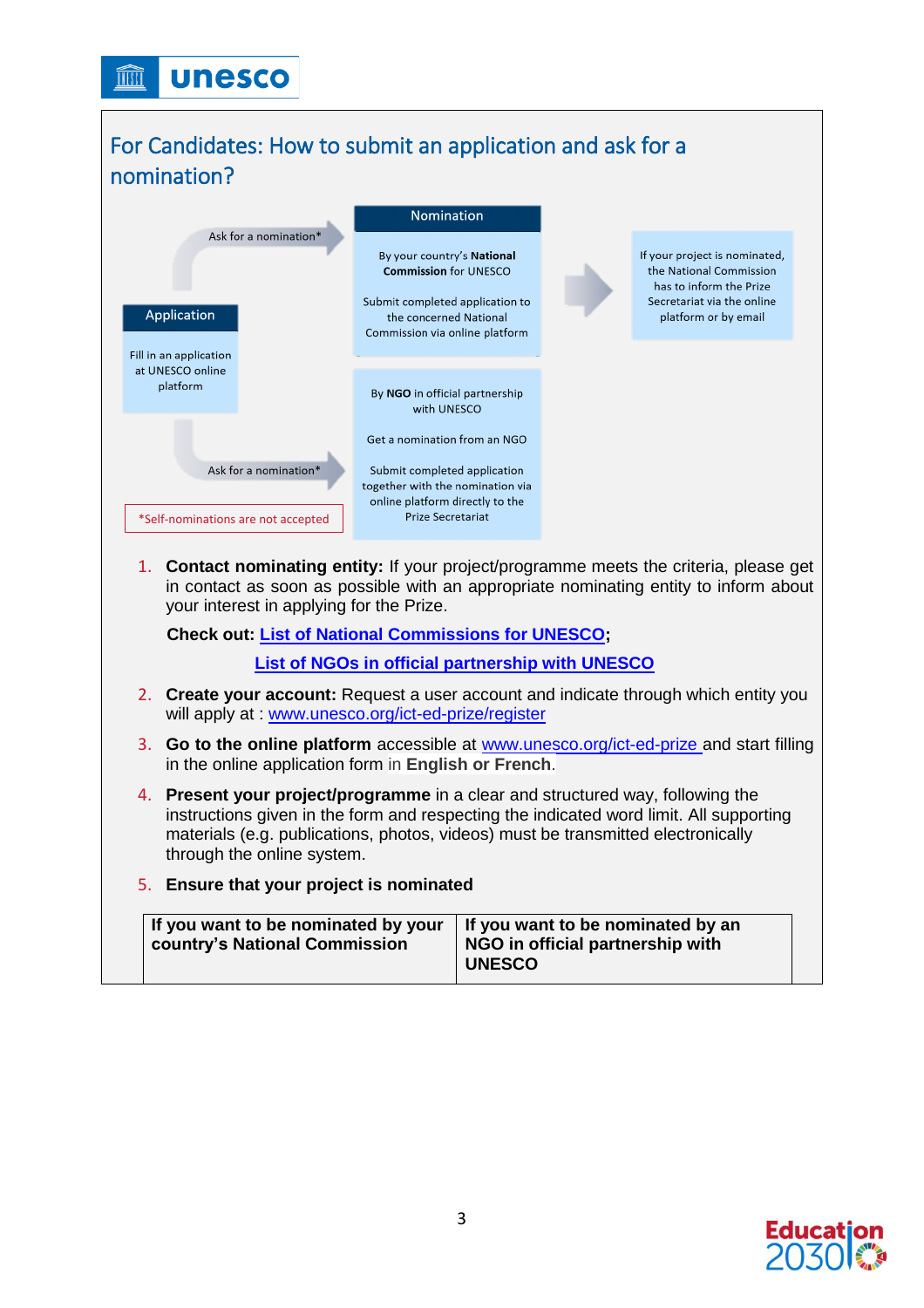## For Candidates: How to submit an application and ask for a nomination?

**Application**

Fill in an application at UNESCO online platform

Ask for a nomination*

**Nomination**

By your country's **National Commission** for UNESCO

Submit completed application to the concerned National Commission via online platform

If your project is nominated, the National Commission has to inform the Prize Secretariat via the online platform or by email

Ask for a nomination*

By **NGO** in official partnership with UNESCO

Get a nomination from an NGO

Submit completed application together with the nomination via online platform directly to the Prize Secretariat

*Self-nominations are not accepted

1. **Contact nominating entity:** If your project/programme meets the criteria, please get in contact as soon as possible with an appropriate nominating entity to inform about your interest in applying for the Prize.

   **Check out:** **List of National Commissions for UNESCO**;

   **List of NGOs in official partnership with UNESCO**

2. **Create your account:** Request a user account and indicate through which entity you will apply at : www.unesco.org/ict-ed-prize/register
3. **Go to the online platform** accessible at www.unesco.org/ict-ed-prize and start filling in the online application form in **English or French**.
4. **Present your project/programme** in a clear and structured way, following the instructions given in the form and respecting the indicated word limit. All supporting materials (e.g. publications, photos, videos) must be transmitted electronically through the online system.
5. **Ensure that your project is nominated**

| If you want to be nominated by your country's National Commission | If you want to be nominated by an NGO in official partnership with UNESCO |
|---|---|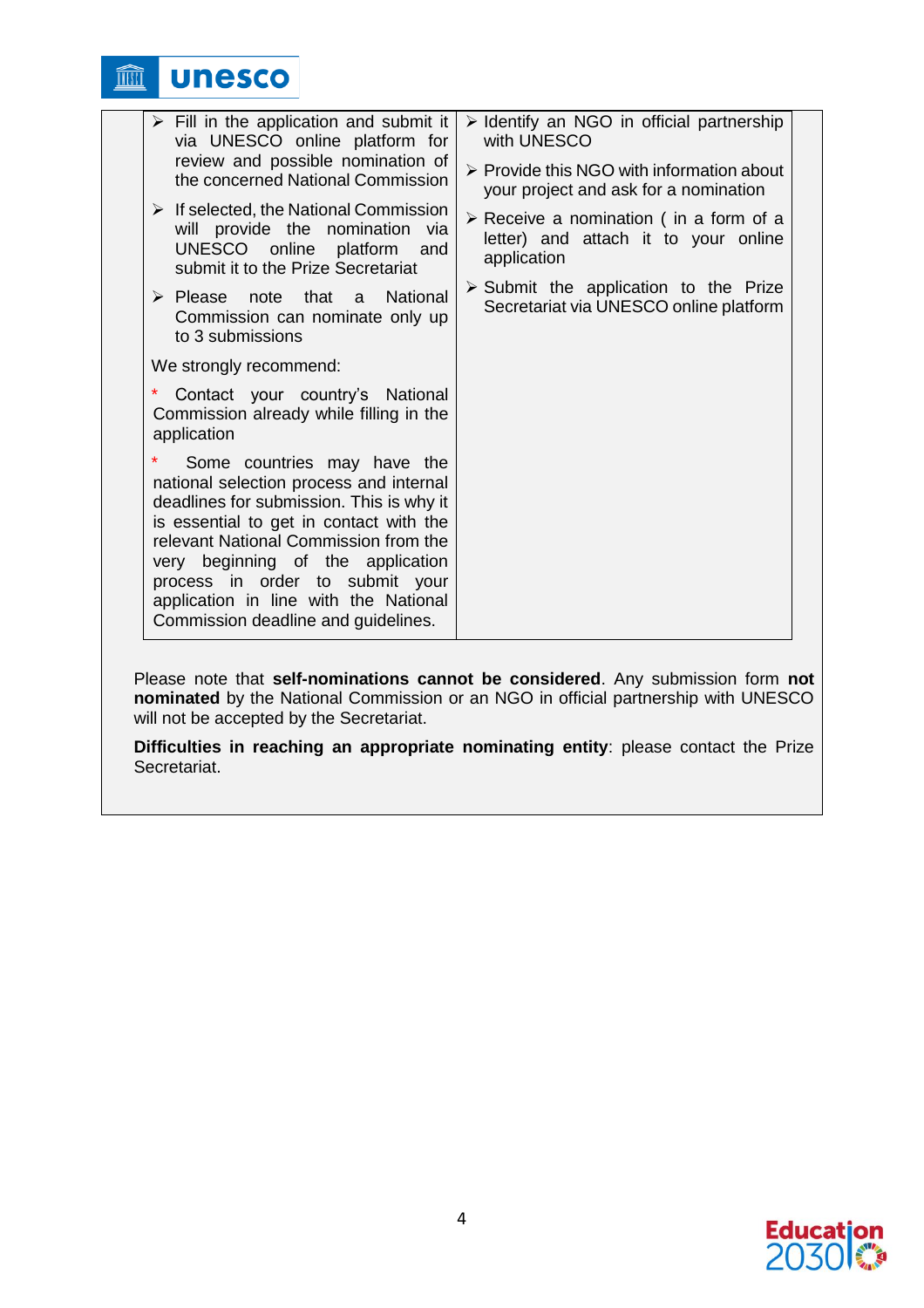| | |
|---|---|
| ➢ Fill in the application and submit it via UNESCO online platform for review and possible nomination of the concerned National Commission<br><br>➢ If selected, the National Commission will provide the nomination via UNESCO online platform and submit it to the Prize Secretariat<br><br>➢ Please note that a National Commission can nominate only up to 3 submissions<br><br>We strongly recommend:<br><br>* Contact your country's National Commission already while filling in the application<br><br>* Some countries may have the national selection process and internal deadlines for submission. This is why it is essential to get in contact with the relevant National Commission from the very beginning of the application process in order to submit your application in line with the National Commission deadline and guidelines. | ➢ Identify an NGO in official partnership with UNESCO<br><br>➢ Provide this NGO with information about your project and ask for a nomination<br><br>➢ Receive a nomination ( in a form of a letter) and attach it to your online application<br><br>➢ Submit the application to the Prize Secretariat via UNESCO online platform |

Please note that **self-nominations cannot be considered**. Any submission form **not nominated** by the National Commission or an NGO in official partnership with UNESCO will not be accepted by the Secretariat.

**Difficulties in reaching an appropriate nominating entity**: please contact the Prize Secretariat.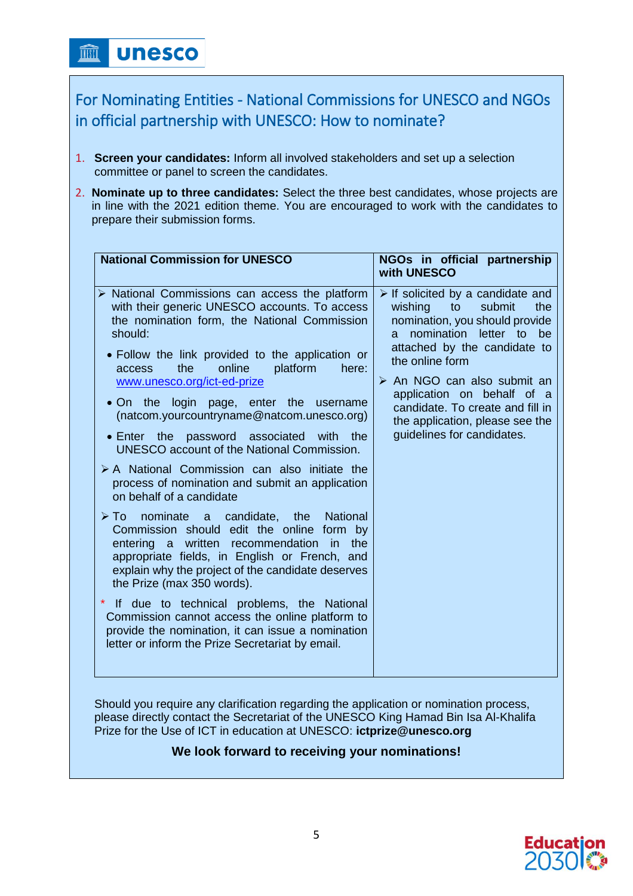## For Nominating Entities - National Commissions for UNESCO and NGOs in official partnership with UNESCO: How to nominate?

1. **Screen your candidates:** Inform all involved stakeholders and set up a selection committee or panel to screen the candidates.
2. **Nominate up to three candidates:** Select the three best candidates, whose projects are in line with the 2021 edition theme. You are encouraged to work with the candidates to prepare their submission forms.

| National Commission for UNESCO | NGOs in official partnership with UNESCO |
|---|---|
| ➢ National Commissions can access the platform with their generic UNESCO accounts. To access the nomination form, the National Commission should:<br>• Follow the link provided to the application or access the online platform here: www.unesco.org/ict-ed-prize<br>• On the login page, enter the username (natcom.yourcountryname@natcom.unesco.org)<br>• Enter the password associated with the UNESCO account of the National Commission.<br>➢ A National Commission can also initiate the process of nomination and submit an application on behalf of a candidate<br>➢ To nominate a candidate, the National Commission should edit the online form by entering a written recommendation in the appropriate fields, in English or French, and explain why the project of the candidate deserves the Prize (max 350 words).<br>* If due to technical problems, the National Commission cannot access the online platform to provide the nomination, it can issue a nomination letter or inform the Prize Secretariat by email. | ➢ If solicited by a candidate and wishing to submit the nomination, you should provide a nomination letter to be attached by the candidate to the online form<br>➢ An NGO can also submit an application on behalf of a candidate. To create and fill in the application, please see the guidelines for candidates. |

Should you require any clarification regarding the application or nomination process, please directly contact the Secretariat of the UNESCO King Hamad Bin Isa Al-Khalifa Prize for the Use of ICT in education at UNESCO: **ictprize@unesco.org**

**We look forward to receiving your nominations!**